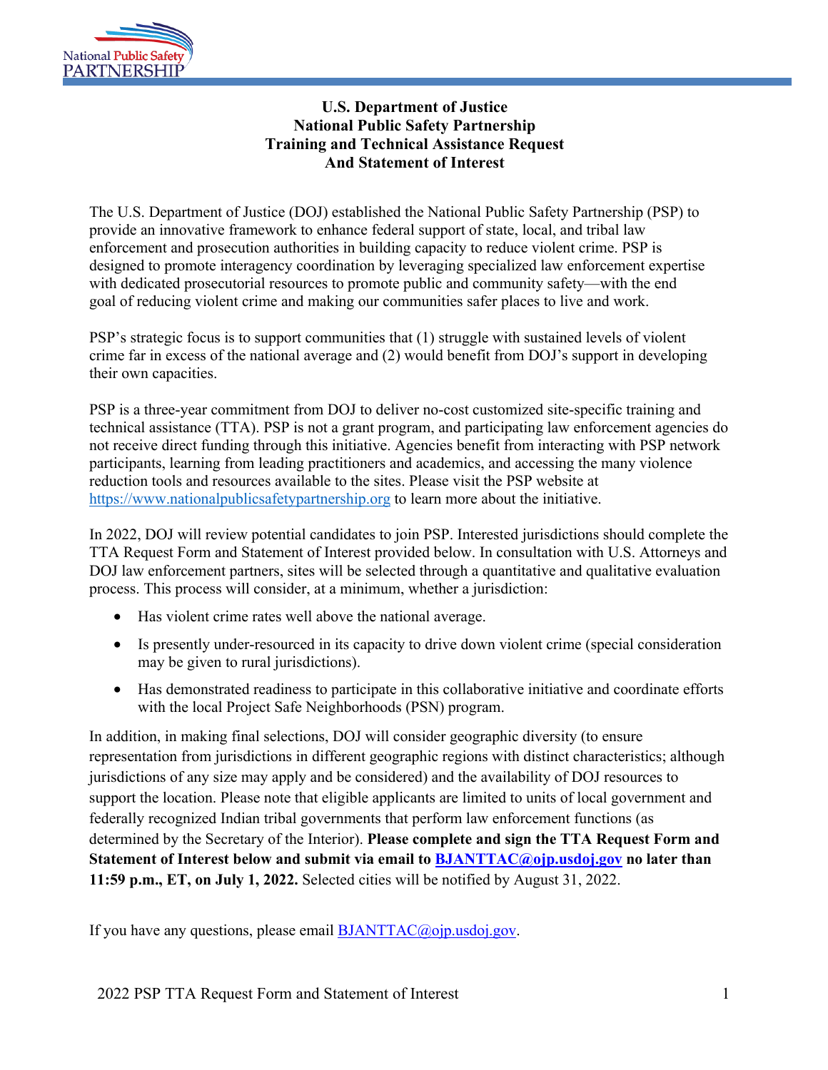# U.S. Department of Justice
# National Public Safety Partnership
# Training and Technical Assistance Request
# And Statement of Interest

The U.S. Department of Justice (DOJ) established the National Public Safety Partnership (PSP) to provide an innovative framework to enhance federal support of state, local, and tribal law enforcement and prosecution authorities in building capacity to reduce violent crime. PSP is designed to promote interagency coordination by leveraging specialized law enforcement expertise with dedicated prosecutorial resources to promote public and community safety—with the end goal of reducing violent crime and making our communities safer places to live and work.

PSP's strategic focus is to support communities that (1) struggle with sustained levels of violent crime far in excess of the national average and (2) would benefit from DOJ's support in developing their own capacities.

PSP is a three-year commitment from DOJ to deliver no-cost customized site-specific training and technical assistance (TTA). PSP is not a grant program, and participating law enforcement agencies do not receive direct funding through this initiative. Agencies benefit from interacting with PSP network participants, learning from leading practitioners and academics, and accessing the many violence reduction tools and resources available to the sites. Please visit the PSP website at https://www.nationalpublicsafetypartnership.org to learn more about the initiative.

In 2022, DOJ will review potential candidates to join PSP. Interested jurisdictions should complete the TTA Request Form and Statement of Interest provided below. In consultation with U.S. Attorneys and DOJ law enforcement partners, sites will be selected through a quantitative and qualitative evaluation process. This process will consider, at a minimum, whether a jurisdiction:

- Has violent crime rates well above the national average.
- Is presently under-resourced in its capacity to drive down violent crime (special consideration may be given to rural jurisdictions).
- Has demonstrated readiness to participate in this collaborative initiative and coordinate efforts with the local Project Safe Neighborhoods (PSN) program.

In addition, in making final selections, DOJ will consider geographic diversity (to ensure representation from jurisdictions in different geographic regions with distinct characteristics; although jurisdictions of any size may apply and be considered) and the availability of DOJ resources to support the location. Please note that eligible applicants are limited to units of local government and federally recognized Indian tribal governments that perform law enforcement functions (as determined by the Secretary of the Interior). **Please complete and sign the TTA Request Form and Statement of Interest below and submit via email to BJANTTAC@ojp.usdoj.gov no later than 11:59 p.m., ET, on July 1, 2022.** Selected cities will be notified by August 31, 2022.

If you have any questions, please email BJANTTAC@ojp.usdoj.gov.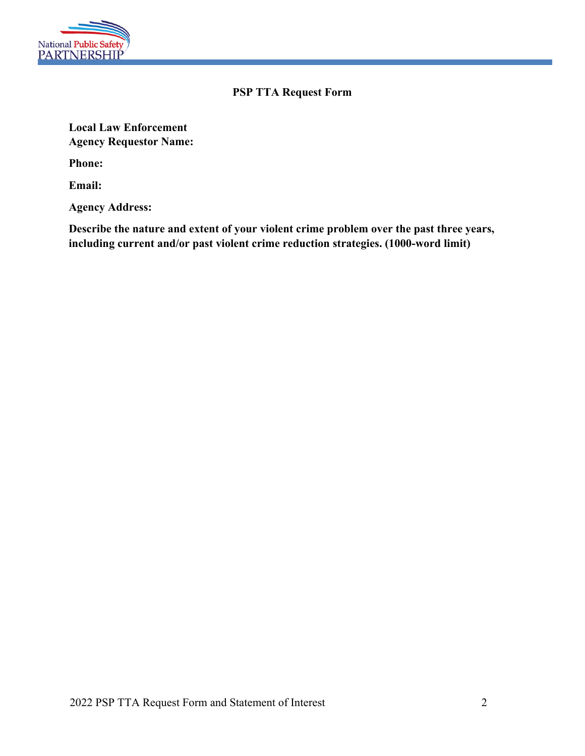**PSP TTA Request Form**

**Local Law Enforcement Agency Requestor Name:**

**Phone:**

**Email:**

**Agency Address:**

**Describe the nature and extent of your violent crime problem over the past three years, including current and/or past violent crime reduction strategies. (1000-word limit)**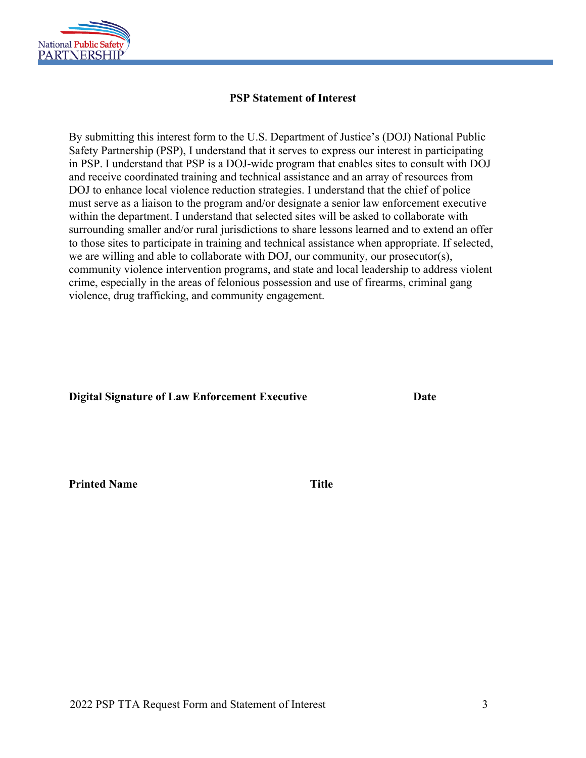**PSP Statement of Interest**

By submitting this interest form to the U.S. Department of Justice's (DOJ) National Public Safety Partnership (PSP), I understand that it serves to express our interest in participating in PSP. I understand that PSP is a DOJ-wide program that enables sites to consult with DOJ and receive coordinated training and technical assistance and an array of resources from DOJ to enhance local violence reduction strategies. I understand that the chief of police must serve as a liaison to the program and/or designate a senior law enforcement executive within the department. I understand that selected sites will be asked to collaborate with surrounding smaller and/or rural jurisdictions to share lessons learned and to extend an offer to those sites to participate in training and technical assistance when appropriate. If selected, we are willing and able to collaborate with DOJ, our community, our prosecutor(s), community violence intervention programs, and state and local leadership to address violent crime, especially in the areas of felonious possession and use of firearms, criminal gang violence, drug trafficking, and community engagement.

**Digital Signature of Law Enforcement Executive** **Date**

**Printed Name** **Title**